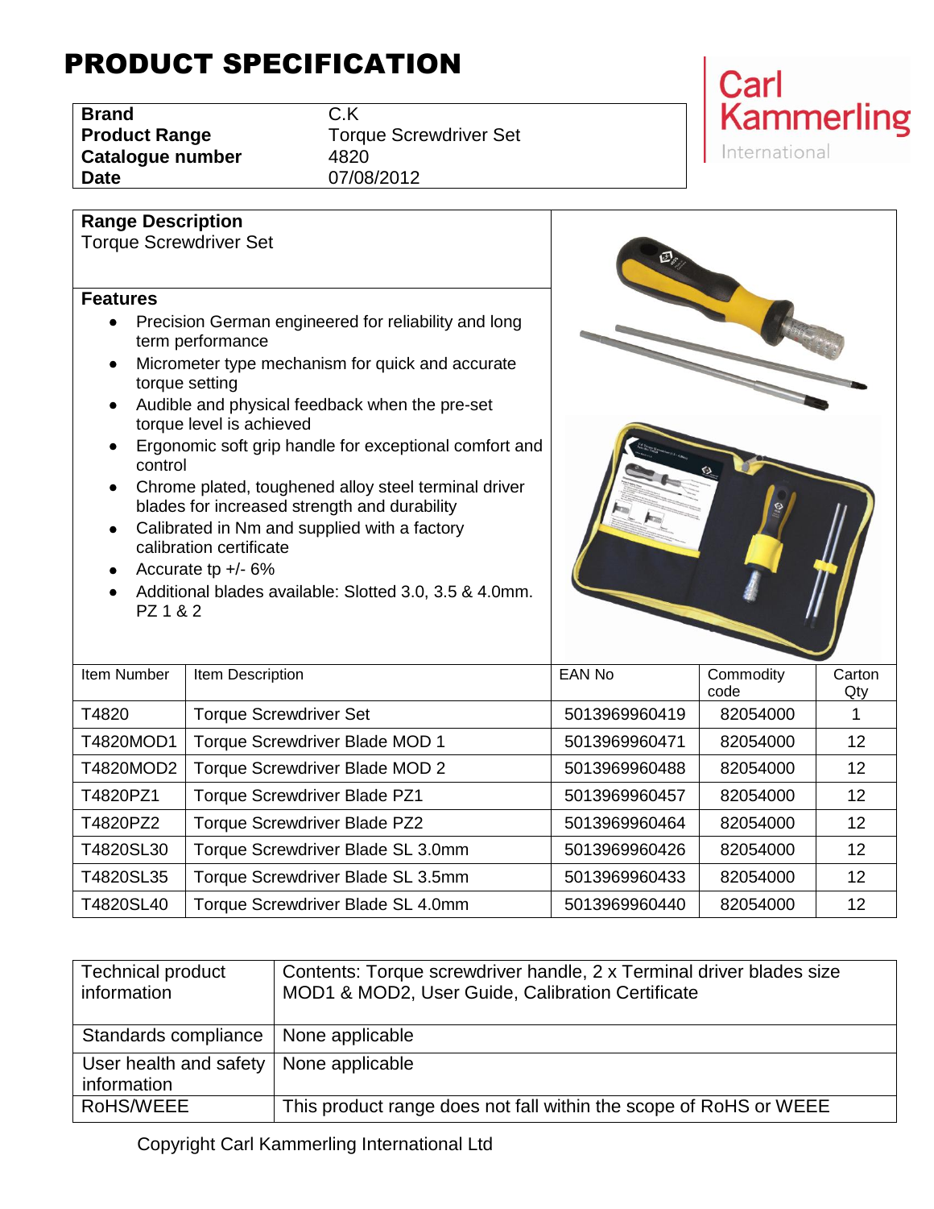# PRODUCT SPECIFICATION

| | |
|---|---|
| **Brand** | C.K |
| **Product Range** | Torque Screwdriver Set |
| **Catalogue number** | 4820 |
| **Date** | 07/08/2012 |

Carl Kammerling International

## Range Description

Torque Screwdriver Set

## Features

- Precision German engineered for reliability and long term performance
- Micrometer type mechanism for quick and accurate torque setting
- Audible and physical feedback when the pre-set torque level is achieved
- Ergonomic soft grip handle for exceptional comfort and control
- Chrome plated, toughened alloy steel terminal driver blades for increased strength and durability
- Calibrated in Nm and supplied with a factory calibration certificate
- Accurate tp +/- 6%
- Additional blades available: Slotted 3.0, 3.5 & 4.0mm. PZ 1 & 2

| Item Number | Item Description | EAN No | Commodity code | Carton Qty |
|---|---|---|---|---|
| T4820 | Torque Screwdriver Set | 5013969960419 | 82054000 | 1 |
| T4820MOD1 | Torque Screwdriver Blade MOD 1 | 5013969960471 | 82054000 | 12 |
| T4820MOD2 | Torque Screwdriver Blade MOD 2 | 5013969960488 | 82054000 | 12 |
| T4820PZ1 | Torque Screwdriver Blade PZ1 | 5013969960457 | 82054000 | 12 |
| T4820PZ2 | Torque Screwdriver Blade PZ2 | 5013969960464 | 82054000 | 12 |
| T4820SL30 | Torque Screwdriver Blade SL 3.0mm | 5013969960426 | 82054000 | 12 |
| T4820SL35 | Torque Screwdriver Blade SL 3.5mm | 5013969960433 | 82054000 | 12 |
| T4820SL40 | Torque Screwdriver Blade SL 4.0mm | 5013969960440 | 82054000 | 12 |

| | |
|---|---|
| Technical product information | Contents: Torque screwdriver handle, 2 x Terminal driver blades size MOD1 & MOD2, User Guide, Calibration Certificate |
| Standards compliance | None applicable |
| User health and safety information | None applicable |
| RoHS/WEEE | This product range does not fall within the scope of RoHS or WEEE |

Copyright Carl Kammerling International Ltd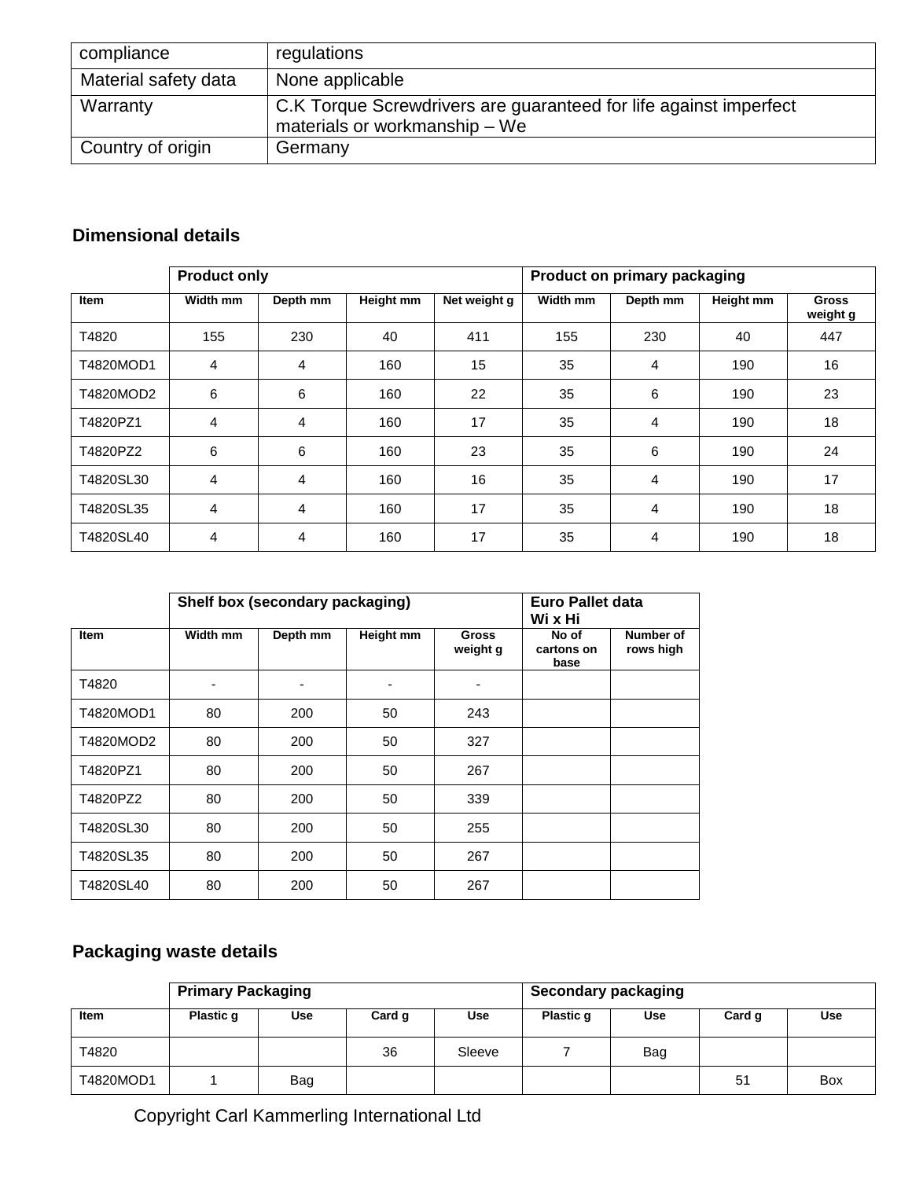| compliance | regulations |
|---|---|
| Material safety data | None applicable |
| Warranty | C.K Torque Screwdrivers are guaranteed for life against imperfect materials or workmanship – We |
| Country of origin | Germany |

## Dimensional details

| | Product only | | | | Product on primary packaging | | | |
|---|---|---|---|---|---|---|---|---|
| **Item** | **Width mm** | **Depth mm** | **Height mm** | **Net weight g** | **Width mm** | **Depth mm** | **Height mm** | **Gross weight g** |
| T4820 | 155 | 230 | 40 | 411 | 155 | 230 | 40 | 447 |
| T4820MOD1 | 4 | 4 | 160 | 15 | 35 | 4 | 190 | 16 |
| T4820MOD2 | 6 | 6 | 160 | 22 | 35 | 6 | 190 | 23 |
| T4820PZ1 | 4 | 4 | 160 | 17 | 35 | 4 | 190 | 18 |
| T4820PZ2 | 6 | 6 | 160 | 23 | 35 | 6 | 190 | 24 |
| T4820SL30 | 4 | 4 | 160 | 16 | 35 | 4 | 190 | 17 |
| T4820SL35 | 4 | 4 | 160 | 17 | 35 | 4 | 190 | 18 |
| T4820SL40 | 4 | 4 | 160 | 17 | 35 | 4 | 190 | 18 |

| | Shelf box (secondary packaging) | | | | Euro Pallet data Wi x Hi | |
|---|---|---|---|---|---|---|
| **Item** | **Width mm** | **Depth mm** | **Height mm** | **Gross weight g** | **No of cartons on base** | **Number of rows high** |
| T4820 | - | - | - | - | | |
| T4820MOD1 | 80 | 200 | 50 | 243 | | |
| T4820MOD2 | 80 | 200 | 50 | 327 | | |
| T4820PZ1 | 80 | 200 | 50 | 267 | | |
| T4820PZ2 | 80 | 200 | 50 | 339 | | |
| T4820SL30 | 80 | 200 | 50 | 255 | | |
| T4820SL35 | 80 | 200 | 50 | 267 | | |
| T4820SL40 | 80 | 200 | 50 | 267 | | |

## Packaging waste details

| | Primary Packaging | | | | Secondary packaging | | | |
|---|---|---|---|---|---|---|---|---|
| **Item** | **Plastic g** | **Use** | **Card g** | **Use** | **Plastic g** | **Use** | **Card g** | **Use** |
| T4820 | | | 36 | Sleeve | 7 | Bag | | |
| T4820MOD1 | 1 | Bag | | | | | 51 | Box |

Copyright Carl Kammerling International Ltd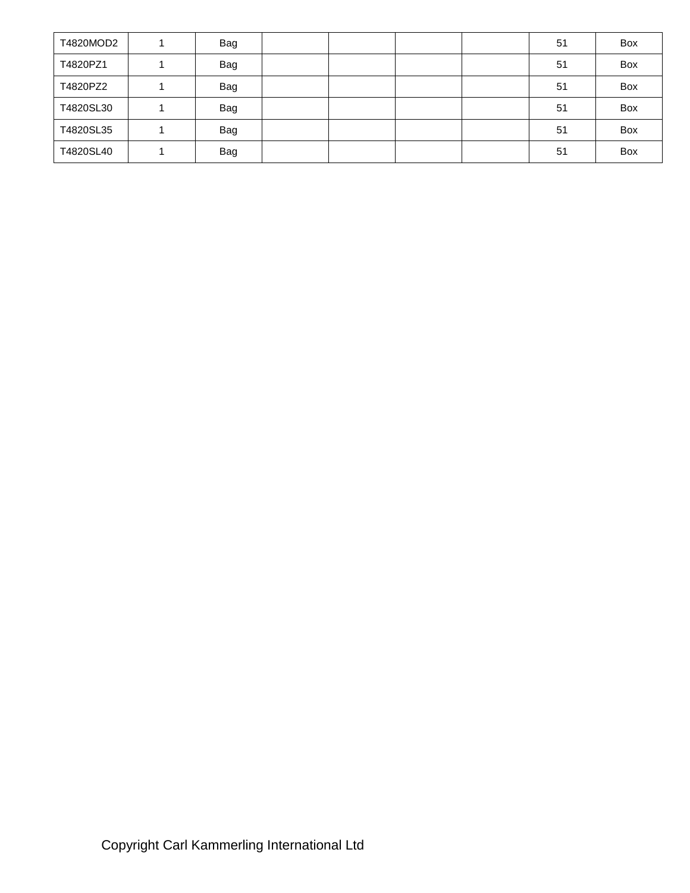| | | | | | | | | |
|---|---|---|---|---|---|---|---|---|
| T4820MOD2 | 1 | Bag | | | | | 51 | Box |
| T4820PZ1 | 1 | Bag | | | | | 51 | Box |
| T4820PZ2 | 1 | Bag | | | | | 51 | Box |
| T4820SL30 | 1 | Bag | | | | | 51 | Box |
| T4820SL35 | 1 | Bag | | | | | 51 | Box |
| T4820SL40 | 1 | Bag | | | | | 51 | Box |

Copyright Carl Kammerling International Ltd